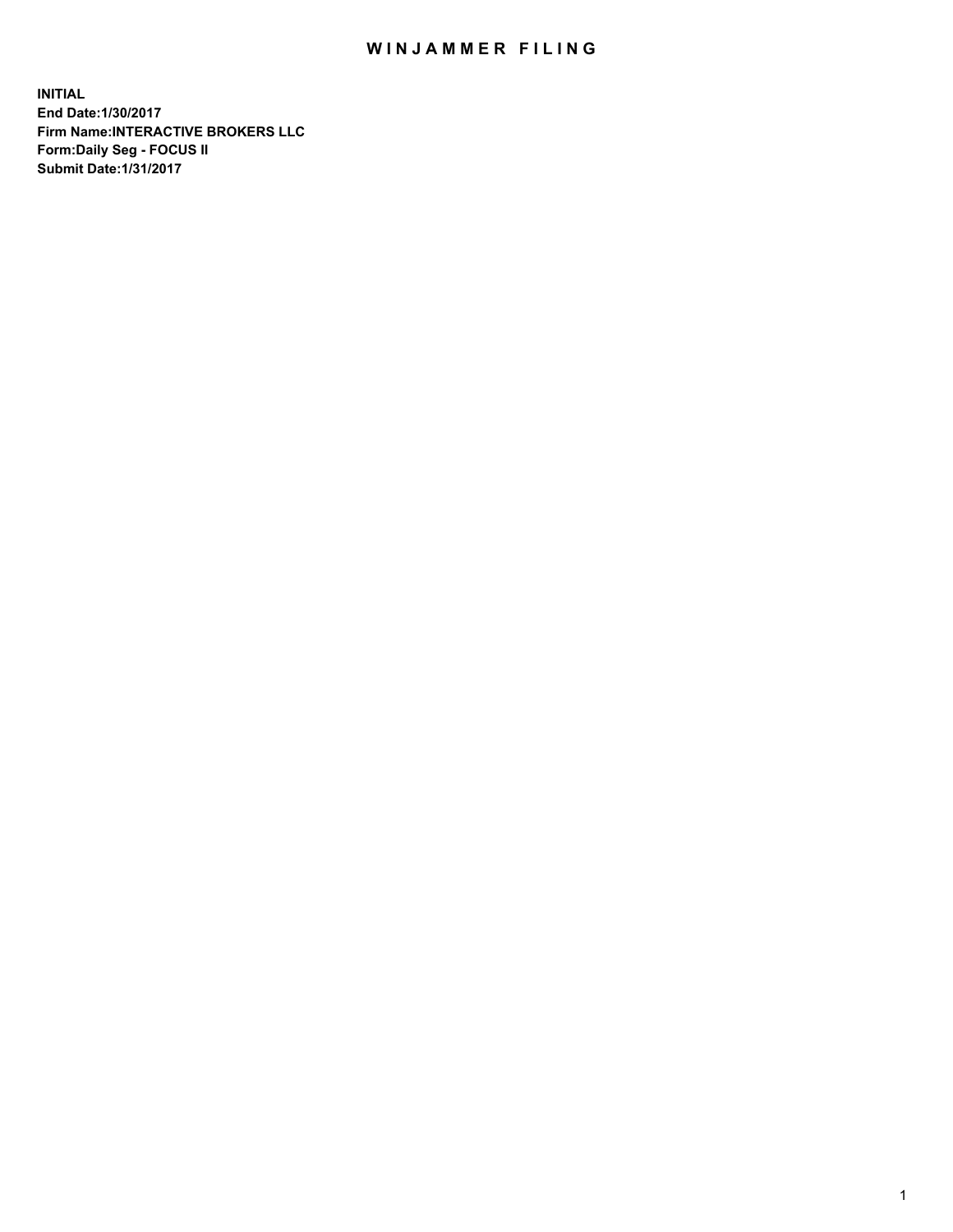# WINJAMMER FILING

**INITIAL**
**End Date:1/30/2017**
**Firm Name:INTERACTIVE BROKERS LLC**
**Form:Daily Seg - FOCUS II**
**Submit Date:1/31/2017**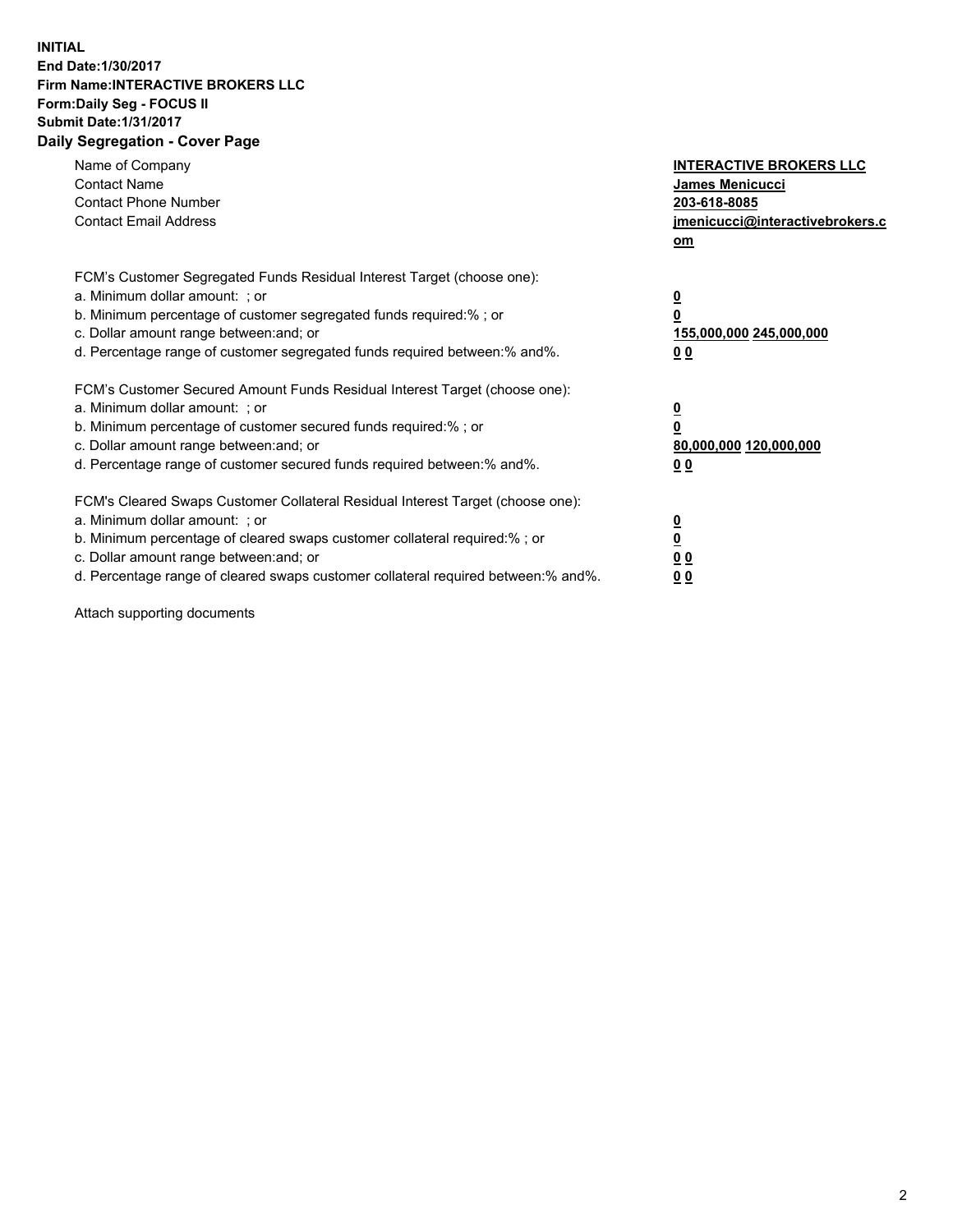**INITIAL**
**End Date:1/30/2017**
**Firm Name:INTERACTIVE BROKERS LLC**
**Form:Daily Seg - FOCUS II**
**Submit Date:1/31/2017**
**Daily Segregation - Cover Page**

| | |
|---|---|
| Name of Company | **INTERACTIVE BROKERS LLC** |
| Contact Name | **James Menicucci** |
| Contact Phone Number | **203-618-8085** |
| Contact Email Address | **jmenicucci@interactivebrokers.com** |

FCM's Customer Segregated Funds Residual Interest Target (choose one):

| | |
|---|---|
| a. Minimum dollar amount: ; or | **0** |
| b. Minimum percentage of customer segregated funds required:% ; or | **0** |
| c. Dollar amount range between:and; or | **155,000,000 245,000,000** |
| d. Percentage range of customer segregated funds required between:% and%. | **0 0** |

FCM's Customer Secured Amount Funds Residual Interest Target (choose one):

| | |
|---|---|
| a. Minimum dollar amount: ; or | **0** |
| b. Minimum percentage of customer secured funds required:% ; or | **0** |
| c. Dollar amount range between:and; or | **80,000,000 120,000,000** |
| d. Percentage range of customer secured funds required between:% and%. | **0 0** |

FCM's Cleared Swaps Customer Collateral Residual Interest Target (choose one):

| | |
|---|---|
| a. Minimum dollar amount: ; or | **0** |
| b. Minimum percentage of cleared swaps customer collateral required:% ; or | **0** |
| c. Dollar amount range between:and; or | **0 0** |
| d. Percentage range of cleared swaps customer collateral required between:% and%. | **0 0** |

Attach supporting documents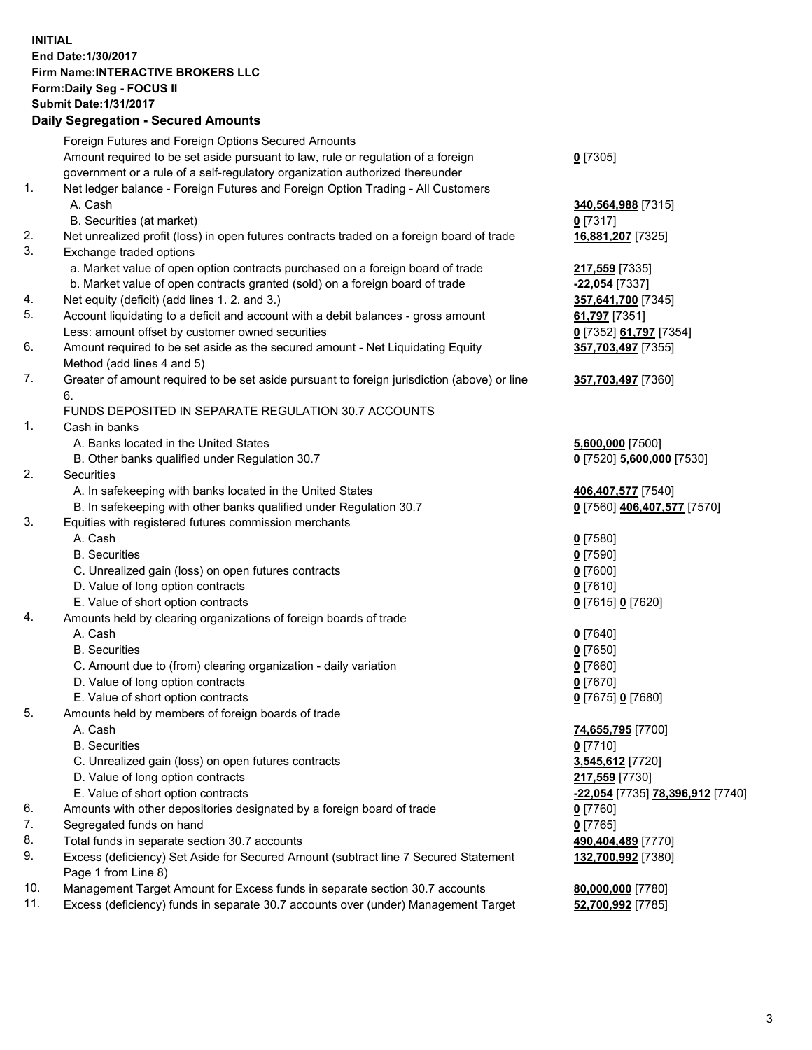**INITIAL**
**End Date:1/30/2017**
**Firm Name:INTERACTIVE BROKERS LLC**
**Form:Daily Seg - FOCUS II**
**Submit Date:1/31/2017**

## Daily Segregation - Secured Amounts

| | | |
|---|---|---|
| | Foreign Futures and Foreign Options Secured Amounts | |
| | Amount required to be set aside pursuant to law, rule or regulation of a foreign government or a rule of a self-regulatory organization authorized thereunder | **0** [7305] |
| 1. | Net ledger balance - Foreign Futures and Foreign Option Trading - All Customers | |
| | A. Cash | **340,564,988** [7315] |
| | B. Securities (at market) | **0** [7317] |
| 2. | Net unrealized profit (loss) in open futures contracts traded on a foreign board of trade | **16,881,207** [7325] |
| 3. | Exchange traded options | |
| | a. Market value of open option contracts purchased on a foreign board of trade | **217,559** [7335] |
| | b. Market value of open contracts granted (sold) on a foreign board of trade | **-22,054** [7337] |
| 4. | Net equity (deficit) (add lines 1. 2. and 3.) | **357,641,700** [7345] |
| 5. | Account liquidating to a deficit and account with a debit balances - gross amount | **61,797** [7351] |
| | Less: amount offset by customer owned securities | **0** [7352] **61,797** [7354] |
| 6. | Amount required to be set aside as the secured amount - Net Liquidating Equity Method (add lines 4 and 5) | **357,703,497** [7355] |
| 7. | Greater of amount required to be set aside pursuant to foreign jurisdiction (above) or line 6. | **357,703,497** [7360] |
| | FUNDS DEPOSITED IN SEPARATE REGULATION 30.7 ACCOUNTS | |
| 1. | Cash in banks | |
| | A. Banks located in the United States | **5,600,000** [7500] |
| | B. Other banks qualified under Regulation 30.7 | **0** [7520] **5,600,000** [7530] |
| 2. | Securities | |
| | A. In safekeeping with banks located in the United States | **406,407,577** [7540] |
| | B. In safekeeping with other banks qualified under Regulation 30.7 | **0** [7560] **406,407,577** [7570] |
| 3. | Equities with registered futures commission merchants | |
| | A. Cash | **0** [7580] |
| | B. Securities | **0** [7590] |
| | C. Unrealized gain (loss) on open futures contracts | **0** [7600] |
| | D. Value of long option contracts | **0** [7610] |
| | E. Value of short option contracts | **0** [7615] **0** [7620] |
| 4. | Amounts held by clearing organizations of foreign boards of trade | |
| | A. Cash | **0** [7640] |
| | B. Securities | **0** [7650] |
| | C. Amount due to (from) clearing organization - daily variation | **0** [7660] |
| | D. Value of long option contracts | **0** [7670] |
| | E. Value of short option contracts | **0** [7675] **0** [7680] |
| 5. | Amounts held by members of foreign boards of trade | |
| | A. Cash | **74,655,795** [7700] |
| | B. Securities | **0** [7710] |
| | C. Unrealized gain (loss) on open futures contracts | **3,545,612** [7720] |
| | D. Value of long option contracts | **217,559** [7730] |
| | E. Value of short option contracts | **-22,054** [7735] **78,396,912** [7740] |
| 6. | Amounts with other depositories designated by a foreign board of trade | **0** [7760] |
| 7. | Segregated funds on hand | **0** [7765] |
| 8. | Total funds in separate section 30.7 accounts | **490,404,489** [7770] |
| 9. | Excess (deficiency) Set Aside for Secured Amount (subtract line 7 Secured Statement Page 1 from Line 8) | **132,700,992** [7380] |
| 10. | Management Target Amount for Excess funds in separate section 30.7 accounts | **80,000,000** [7780] |
| 11. | Excess (deficiency) funds in separate 30.7 accounts over (under) Management Target | **52,700,992** [7785] |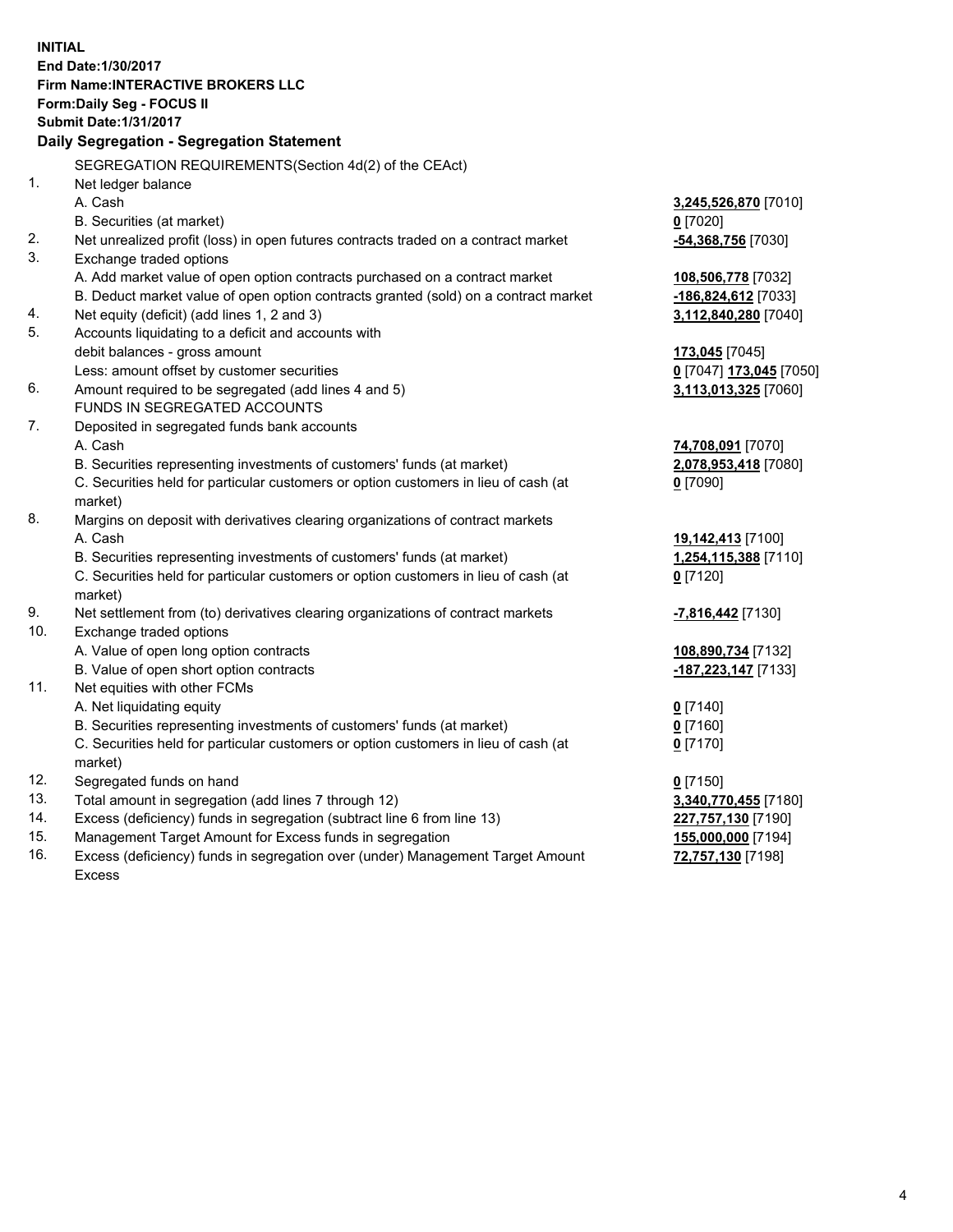**INITIAL**
**End Date:1/30/2017**
**Firm Name:INTERACTIVE BROKERS LLC**
**Form:Daily Seg - FOCUS II**
**Submit Date:1/31/2017**

## Daily Segregation - Segregation Statement

| | | |
|---|---|---|
| | SEGREGATION REQUIREMENTS(Section 4d(2) of the CEAct) | |
| 1. | Net ledger balance | |
| | A. Cash | **3,245,526,870** [7010] |
| | B. Securities (at market) | **0** [7020] |
| 2. | Net unrealized profit (loss) in open futures contracts traded on a contract market | **-54,368,756** [7030] |
| 3. | Exchange traded options | |
| | A. Add market value of open option contracts purchased on a contract market | **108,506,778** [7032] |
| | B. Deduct market value of open option contracts granted (sold) on a contract market | **-186,824,612** [7033] |
| 4. | Net equity (deficit) (add lines 1, 2 and 3) | **3,112,840,280** [7040] |
| 5. | Accounts liquidating to a deficit and accounts with | |
| | debit balances - gross amount | **173,045** [7045] |
| | Less: amount offset by customer securities | **0** [7047] **173,045** [7050] |
| 6. | Amount required to be segregated (add lines 4 and 5) | **3,113,013,325** [7060] |
| | FUNDS IN SEGREGATED ACCOUNTS | |
| 7. | Deposited in segregated funds bank accounts | |
| | A. Cash | **74,708,091** [7070] |
| | B. Securities representing investments of customers' funds (at market) | **2,078,953,418** [7080] |
| | C. Securities held for particular customers or option customers in lieu of cash (at market) | **0** [7090] |
| 8. | Margins on deposit with derivatives clearing organizations of contract markets | |
| | A. Cash | **19,142,413** [7100] |
| | B. Securities representing investments of customers' funds (at market) | **1,254,115,388** [7110] |
| | C. Securities held for particular customers or option customers in lieu of cash (at market) | **0** [7120] |
| 9. | Net settlement from (to) derivatives clearing organizations of contract markets | **-7,816,442** [7130] |
| 10. | Exchange traded options | |
| | A. Value of open long option contracts | **108,890,734** [7132] |
| | B. Value of open short option contracts | **-187,223,147** [7133] |
| 11. | Net equities with other FCMs | |
| | A. Net liquidating equity | **0** [7140] |
| | B. Securities representing investments of customers' funds (at market) | **0** [7160] |
| | C. Securities held for particular customers or option customers in lieu of cash (at market) | **0** [7170] |
| 12. | Segregated funds on hand | **0** [7150] |
| 13. | Total amount in segregation (add lines 7 through 12) | **3,340,770,455** [7180] |
| 14. | Excess (deficiency) funds in segregation (subtract line 6 from line 13) | **227,757,130** [7190] |
| 15. | Management Target Amount for Excess funds in segregation | **155,000,000** [7194] |
| 16. | Excess (deficiency) funds in segregation over (under) Management Target Amount Excess | **72,757,130** [7198] |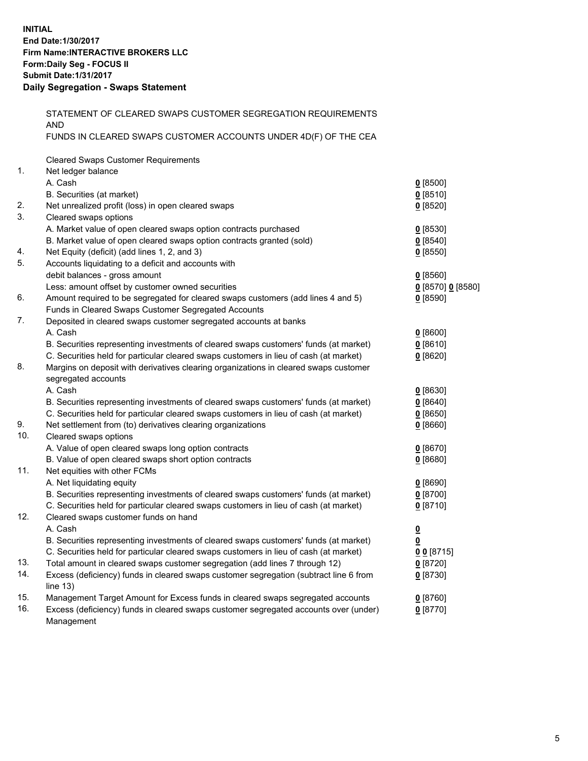**INITIAL**
**End Date:1/30/2017**
**Firm Name:INTERACTIVE BROKERS LLC**
**Form:Daily Seg - FOCUS II**
**Submit Date:1/31/2017**
**Daily Segregation - Swaps Statement**

STATEMENT OF CLEARED SWAPS CUSTOMER SEGREGATION REQUIREMENTS
AND
FUNDS IN CLEARED SWAPS CUSTOMER ACCOUNTS UNDER 4D(F) OF THE CEA

| | | |
|---|---|---|
| | Cleared Swaps Customer Requirements | |
| 1. | Net ledger balance | |
| | A. Cash | 0 [8500] |
| | B. Securities (at market) | 0 [8510] |
| 2. | Net unrealized profit (loss) in open cleared swaps | 0 [8520] |
| 3. | Cleared swaps options | |
| | A. Market value of open cleared swaps option contracts purchased | 0 [8530] |
| | B. Market value of open cleared swaps option contracts granted (sold) | 0 [8540] |
| 4. | Net Equity (deficit) (add lines 1, 2, and 3) | 0 [8550] |
| 5. | Accounts liquidating to a deficit and accounts with | |
| | debit balances - gross amount | 0 [8560] |
| | Less: amount offset by customer owned securities | 0 [8570] 0 [8580] |
| 6. | Amount required to be segregated for cleared swaps customers (add lines 4 and 5) | 0 [8590] |
| | Funds in Cleared Swaps Customer Segregated Accounts | |
| 7. | Deposited in cleared swaps customer segregated accounts at banks | |
| | A. Cash | 0 [8600] |
| | B. Securities representing investments of cleared swaps customers' funds (at market) | 0 [8610] |
| | C. Securities held for particular cleared swaps customers in lieu of cash (at market) | 0 [8620] |
| 8. | Margins on deposit with derivatives clearing organizations in cleared swaps customer segregated accounts | |
| | A. Cash | 0 [8630] |
| | B. Securities representing investments of cleared swaps customers' funds (at market) | 0 [8640] |
| | C. Securities held for particular cleared swaps customers in lieu of cash (at market) | 0 [8650] |
| 9. | Net settlement from (to) derivatives clearing organizations | 0 [8660] |
| 10. | Cleared swaps options | |
| | A. Value of open cleared swaps long option contracts | 0 [8670] |
| | B. Value of open cleared swaps short option contracts | 0 [8680] |
| 11. | Net equities with other FCMs | |
| | A. Net liquidating equity | 0 [8690] |
| | B. Securities representing investments of cleared swaps customers' funds (at market) | 0 [8700] |
| | C. Securities held for particular cleared swaps customers in lieu of cash (at market) | 0 [8710] |
| 12. | Cleared swaps customer funds on hand | |
| | A. Cash | 0 |
| | B. Securities representing investments of cleared swaps customers' funds (at market) | 0 |
| | C. Securities held for particular cleared swaps customers in lieu of cash (at market) | 0 0 [8715] |
| 13. | Total amount in cleared swaps customer segregation (add lines 7 through 12) | 0 [8720] |
| 14. | Excess (deficiency) funds in cleared swaps customer segregation (subtract line 6 from line 13) | 0 [8730] |
| 15. | Management Target Amount for Excess funds in cleared swaps segregated accounts | 0 [8760] |
| 16. | Excess (deficiency) funds in cleared swaps customer segregated accounts over (under) Management | 0 [8770] |